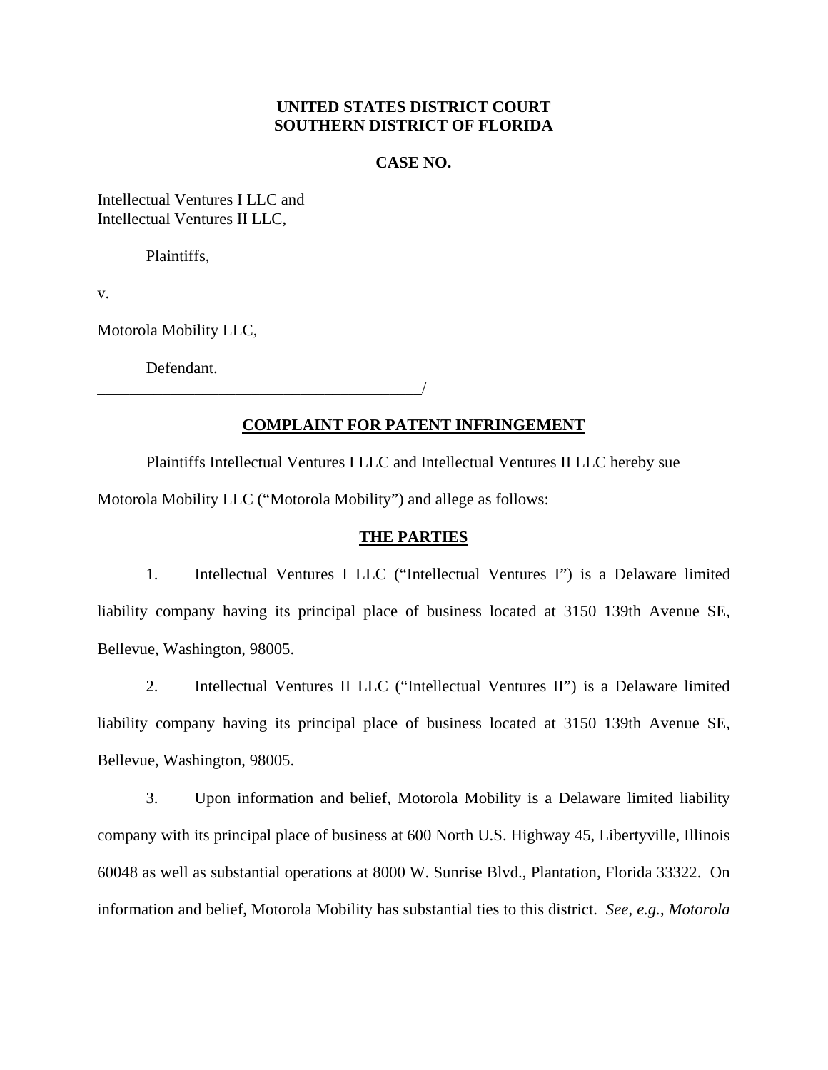**UNITED STATES DISTRICT COURT**
**SOUTHERN DISTRICT OF FLORIDA**

**CASE NO.**

Intellectual Ventures I LLC and
Intellectual Ventures II LLC,

Plaintiffs,

v.

Motorola Mobility LLC,

Defendant.
_________________________________________/

## COMPLAINT FOR PATENT INFRINGEMENT

Plaintiffs Intellectual Ventures I LLC and Intellectual Ventures II LLC hereby sue Motorola Mobility LLC ("Motorola Mobility") and allege as follows:

## THE PARTIES

1. Intellectual Ventures I LLC ("Intellectual Ventures I") is a Delaware limited liability company having its principal place of business located at 3150 139th Avenue SE, Bellevue, Washington, 98005.

2. Intellectual Ventures II LLC ("Intellectual Ventures II") is a Delaware limited liability company having its principal place of business located at 3150 139th Avenue SE, Bellevue, Washington, 98005.

3. Upon information and belief, Motorola Mobility is a Delaware limited liability company with its principal place of business at 600 North U.S. Highway 45, Libertyville, Illinois 60048 as well as substantial operations at 8000 W. Sunrise Blvd., Plantation, Florida 33322. On information and belief, Motorola Mobility has substantial ties to this district. *See*, *e.g.*, *Motorola*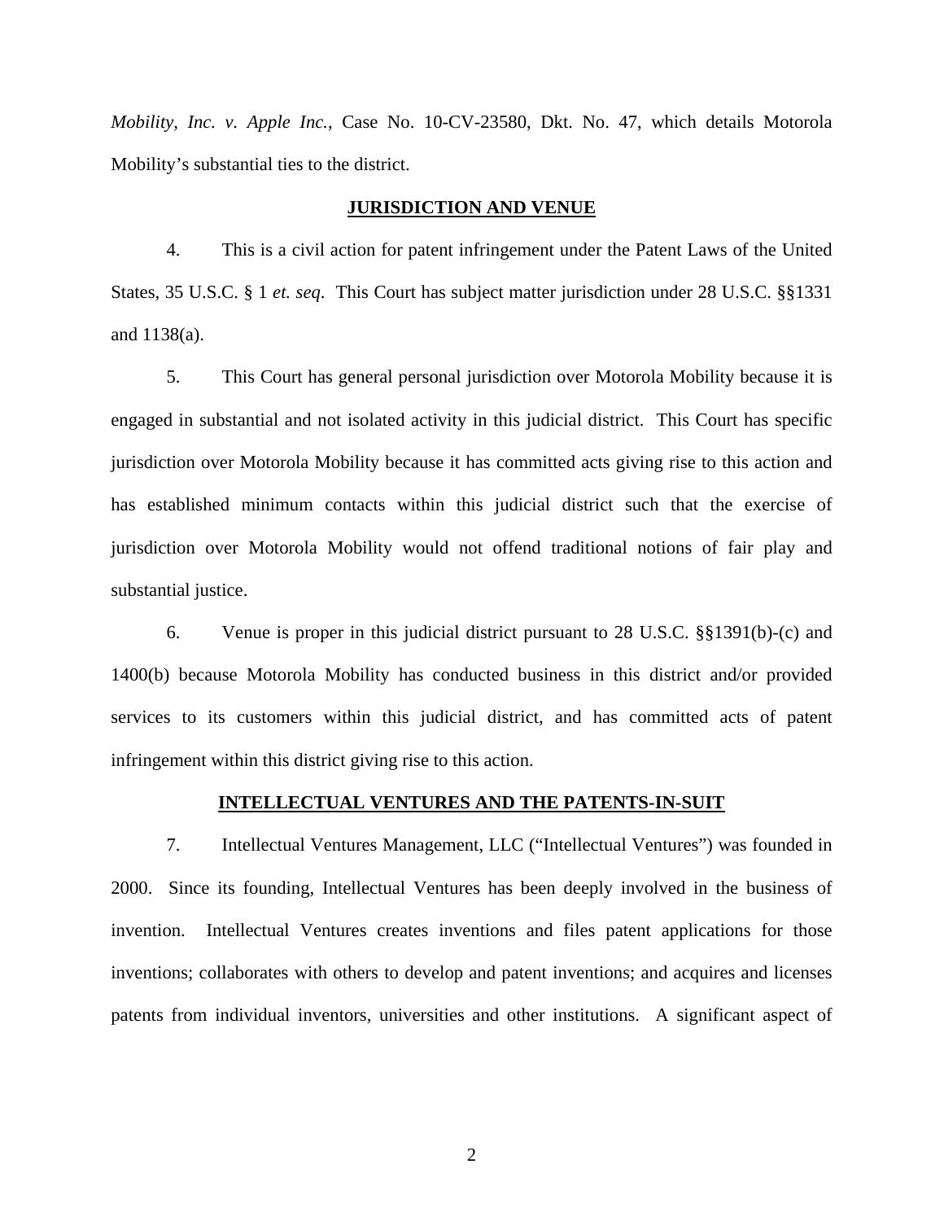*Mobility, Inc. v. Apple Inc.*, Case No. 10-CV-23580, Dkt. No. 47, which details Motorola Mobility's substantial ties to the district.

## JURISDICTION AND VENUE

4. This is a civil action for patent infringement under the Patent Laws of the United States, 35 U.S.C. § 1 *et. seq*. This Court has subject matter jurisdiction under 28 U.S.C. §§1331 and 1138(a).

5. This Court has general personal jurisdiction over Motorola Mobility because it is engaged in substantial and not isolated activity in this judicial district. This Court has specific jurisdiction over Motorola Mobility because it has committed acts giving rise to this action and has established minimum contacts within this judicial district such that the exercise of jurisdiction over Motorola Mobility would not offend traditional notions of fair play and substantial justice.

6. Venue is proper in this judicial district pursuant to 28 U.S.C. §§1391(b)-(c) and 1400(b) because Motorola Mobility has conducted business in this district and/or provided services to its customers within this judicial district, and has committed acts of patent infringement within this district giving rise to this action.

## INTELLECTUAL VENTURES AND THE PATENTS-IN-SUIT

7. Intellectual Ventures Management, LLC ("Intellectual Ventures") was founded in 2000. Since its founding, Intellectual Ventures has been deeply involved in the business of invention. Intellectual Ventures creates inventions and files patent applications for those inventions; collaborates with others to develop and patent inventions; and acquires and licenses patents from individual inventors, universities and other institutions. A significant aspect of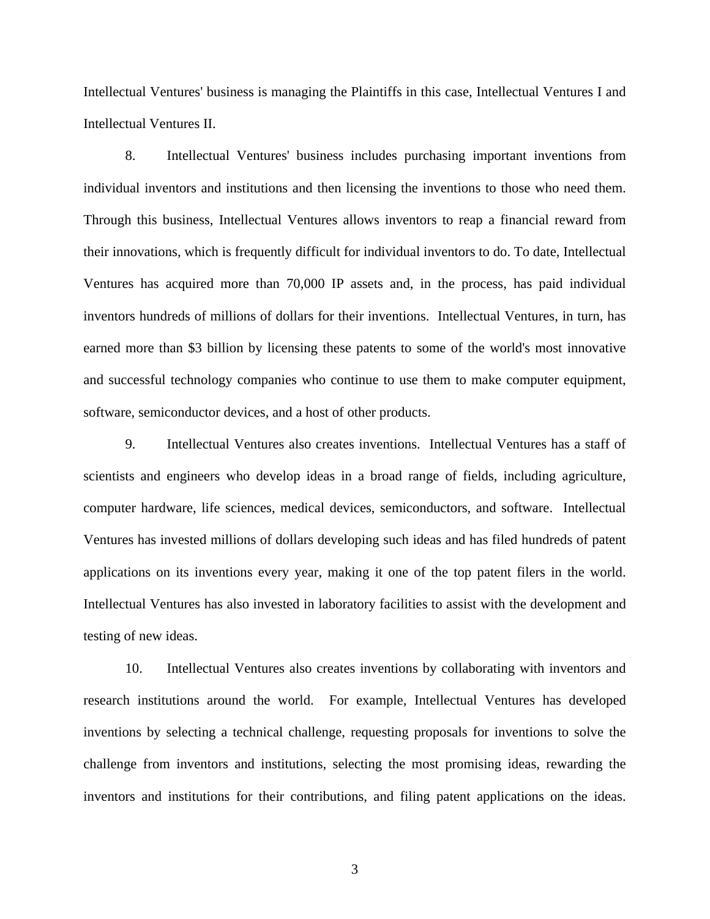Intellectual Ventures' business is managing the Plaintiffs in this case, Intellectual Ventures I and Intellectual Ventures II.

8. Intellectual Ventures' business includes purchasing important inventions from individual inventors and institutions and then licensing the inventions to those who need them. Through this business, Intellectual Ventures allows inventors to reap a financial reward from their innovations, which is frequently difficult for individual inventors to do. To date, Intellectual Ventures has acquired more than 70,000 IP assets and, in the process, has paid individual inventors hundreds of millions of dollars for their inventions. Intellectual Ventures, in turn, has earned more than $3 billion by licensing these patents to some of the world's most innovative and successful technology companies who continue to use them to make computer equipment, software, semiconductor devices, and a host of other products.

9. Intellectual Ventures also creates inventions. Intellectual Ventures has a staff of scientists and engineers who develop ideas in a broad range of fields, including agriculture, computer hardware, life sciences, medical devices, semiconductors, and software. Intellectual Ventures has invested millions of dollars developing such ideas and has filed hundreds of patent applications on its inventions every year, making it one of the top patent filers in the world. Intellectual Ventures has also invested in laboratory facilities to assist with the development and testing of new ideas.

10. Intellectual Ventures also creates inventions by collaborating with inventors and research institutions around the world. For example, Intellectual Ventures has developed inventions by selecting a technical challenge, requesting proposals for inventions to solve the challenge from inventors and institutions, selecting the most promising ideas, rewarding the inventors and institutions for their contributions, and filing patent applications on the ideas.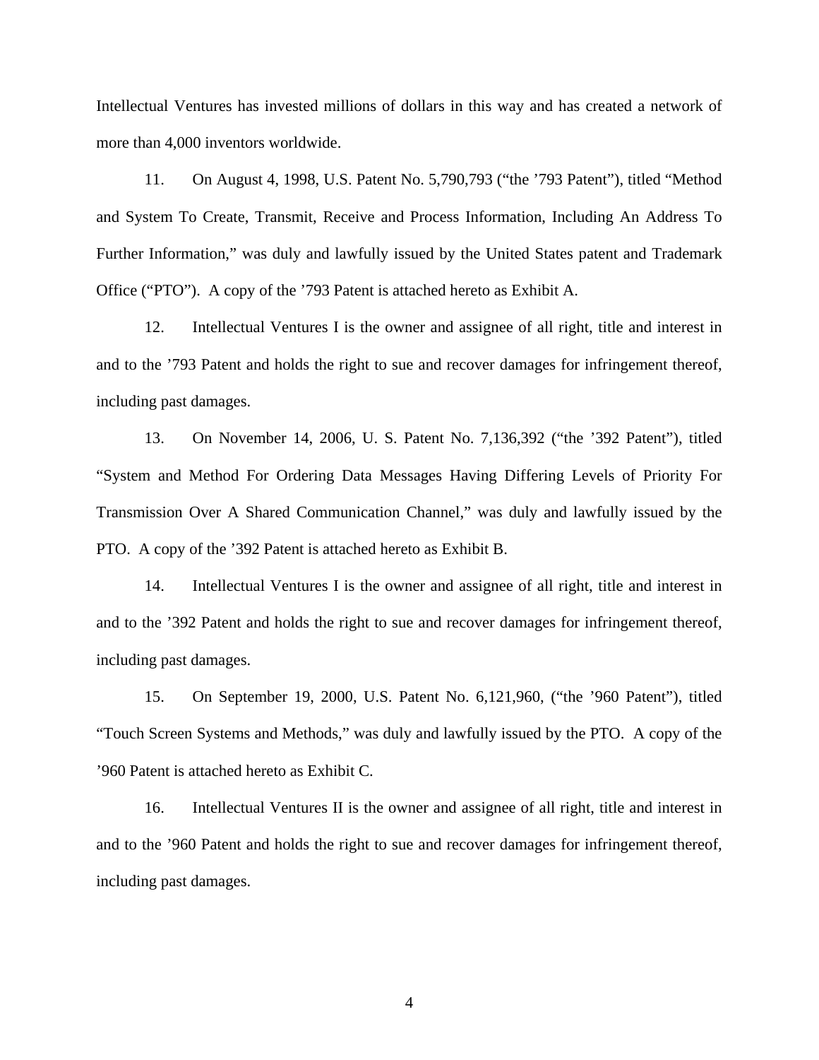Intellectual Ventures has invested millions of dollars in this way and has created a network of more than 4,000 inventors worldwide.

11. On August 4, 1998, U.S. Patent No. 5,790,793 ("the '793 Patent"), titled "Method and System To Create, Transmit, Receive and Process Information, Including An Address To Further Information," was duly and lawfully issued by the United States patent and Trademark Office ("PTO"). A copy of the '793 Patent is attached hereto as Exhibit A.

12. Intellectual Ventures I is the owner and assignee of all right, title and interest in and to the '793 Patent and holds the right to sue and recover damages for infringement thereof, including past damages.

13. On November 14, 2006, U. S. Patent No. 7,136,392 ("the '392 Patent"), titled "System and Method For Ordering Data Messages Having Differing Levels of Priority For Transmission Over A Shared Communication Channel," was duly and lawfully issued by the PTO. A copy of the '392 Patent is attached hereto as Exhibit B.

14. Intellectual Ventures I is the owner and assignee of all right, title and interest in and to the '392 Patent and holds the right to sue and recover damages for infringement thereof, including past damages.

15. On September 19, 2000, U.S. Patent No. 6,121,960, ("the '960 Patent"), titled "Touch Screen Systems and Methods," was duly and lawfully issued by the PTO. A copy of the '960 Patent is attached hereto as Exhibit C.

16. Intellectual Ventures II is the owner and assignee of all right, title and interest in and to the '960 Patent and holds the right to sue and recover damages for infringement thereof, including past damages.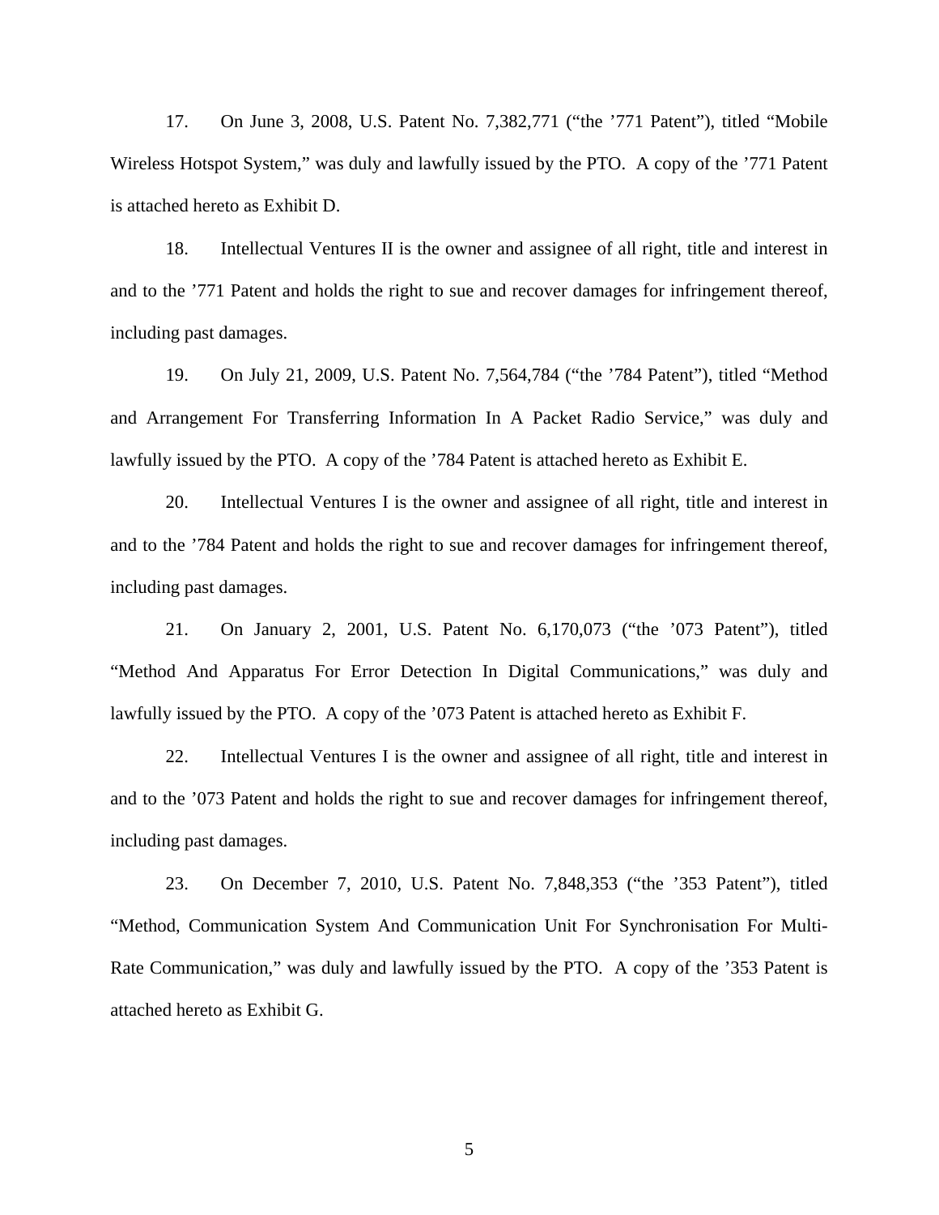17. On June 3, 2008, U.S. Patent No. 7,382,771 ("the '771 Patent"), titled "Mobile Wireless Hotspot System," was duly and lawfully issued by the PTO. A copy of the '771 Patent is attached hereto as Exhibit D.

18. Intellectual Ventures II is the owner and assignee of all right, title and interest in and to the '771 Patent and holds the right to sue and recover damages for infringement thereof, including past damages.

19. On July 21, 2009, U.S. Patent No. 7,564,784 ("the '784 Patent"), titled "Method and Arrangement For Transferring Information In A Packet Radio Service," was duly and lawfully issued by the PTO. A copy of the '784 Patent is attached hereto as Exhibit E.

20. Intellectual Ventures I is the owner and assignee of all right, title and interest in and to the '784 Patent and holds the right to sue and recover damages for infringement thereof, including past damages.

21. On January 2, 2001, U.S. Patent No. 6,170,073 ("the '073 Patent"), titled "Method And Apparatus For Error Detection In Digital Communications," was duly and lawfully issued by the PTO. A copy of the '073 Patent is attached hereto as Exhibit F.

22. Intellectual Ventures I is the owner and assignee of all right, title and interest in and to the '073 Patent and holds the right to sue and recover damages for infringement thereof, including past damages.

23. On December 7, 2010, U.S. Patent No. 7,848,353 ("the '353 Patent"), titled "Method, Communication System And Communication Unit For Synchronisation For Multi-Rate Communication," was duly and lawfully issued by the PTO. A copy of the '353 Patent is attached hereto as Exhibit G.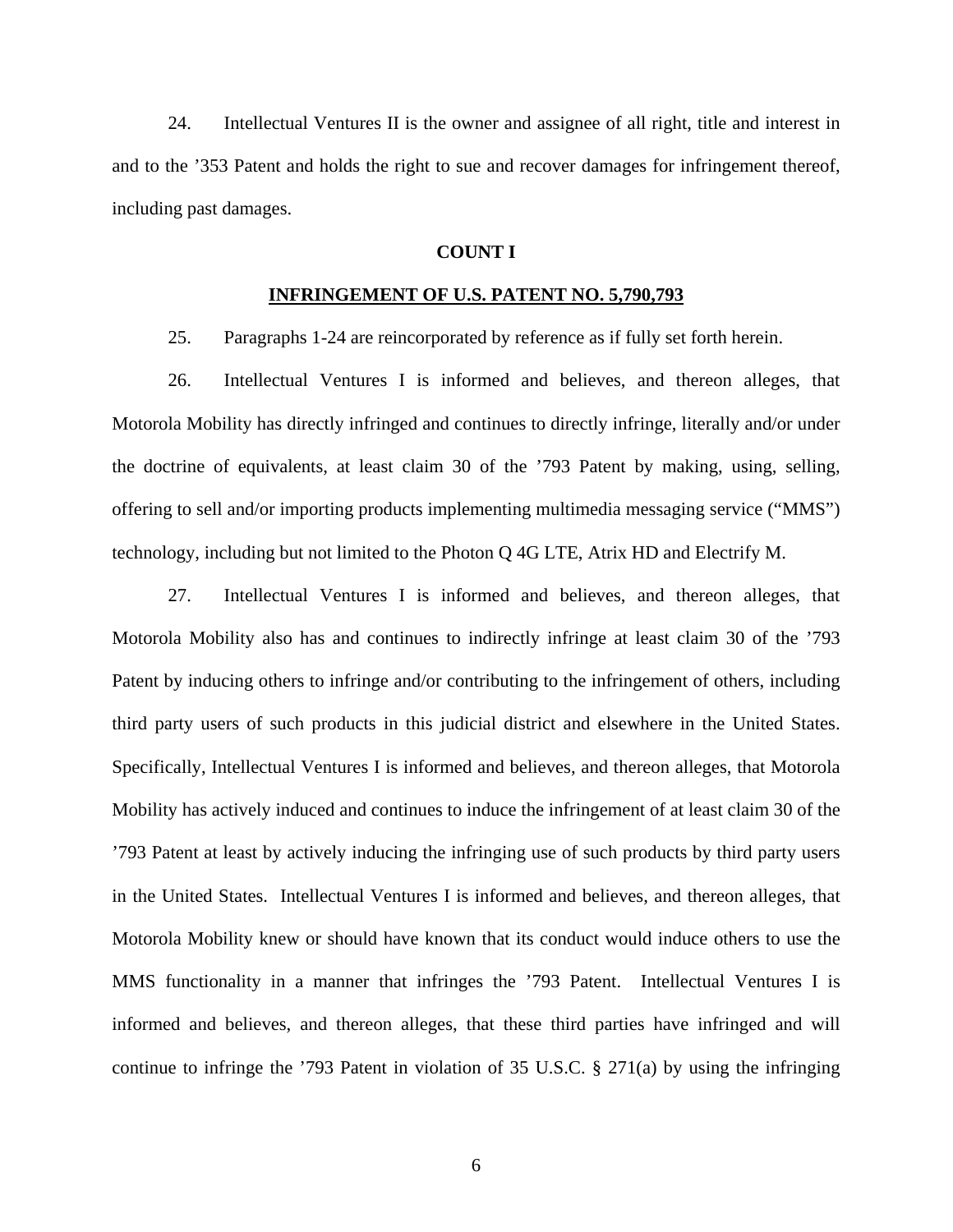24. Intellectual Ventures II is the owner and assignee of all right, title and interest in and to the ’353 Patent and holds the right to sue and recover damages for infringement thereof, including past damages.

**COUNT I**

**INFRINGEMENT OF U.S. PATENT NO. 5,790,793**

25. Paragraphs 1-24 are reincorporated by reference as if fully set forth herein.

26. Intellectual Ventures I is informed and believes, and thereon alleges, that Motorola Mobility has directly infringed and continues to directly infringe, literally and/or under the doctrine of equivalents, at least claim 30 of the ’793 Patent by making, using, selling, offering to sell and/or importing products implementing multimedia messaging service (“MMS”) technology, including but not limited to the Photon Q 4G LTE, Atrix HD and Electrify M.

27. Intellectual Ventures I is informed and believes, and thereon alleges, that Motorola Mobility also has and continues to indirectly infringe at least claim 30 of the ’793 Patent by inducing others to infringe and/or contributing to the infringement of others, including third party users of such products in this judicial district and elsewhere in the United States. Specifically, Intellectual Ventures I is informed and believes, and thereon alleges, that Motorola Mobility has actively induced and continues to induce the infringement of at least claim 30 of the ’793 Patent at least by actively inducing the infringing use of such products by third party users in the United States. Intellectual Ventures I is informed and believes, and thereon alleges, that Motorola Mobility knew or should have known that its conduct would induce others to use the MMS functionality in a manner that infringes the ’793 Patent. Intellectual Ventures I is informed and believes, and thereon alleges, that these third parties have infringed and will continue to infringe the ’793 Patent in violation of 35 U.S.C. § 271(a) by using the infringing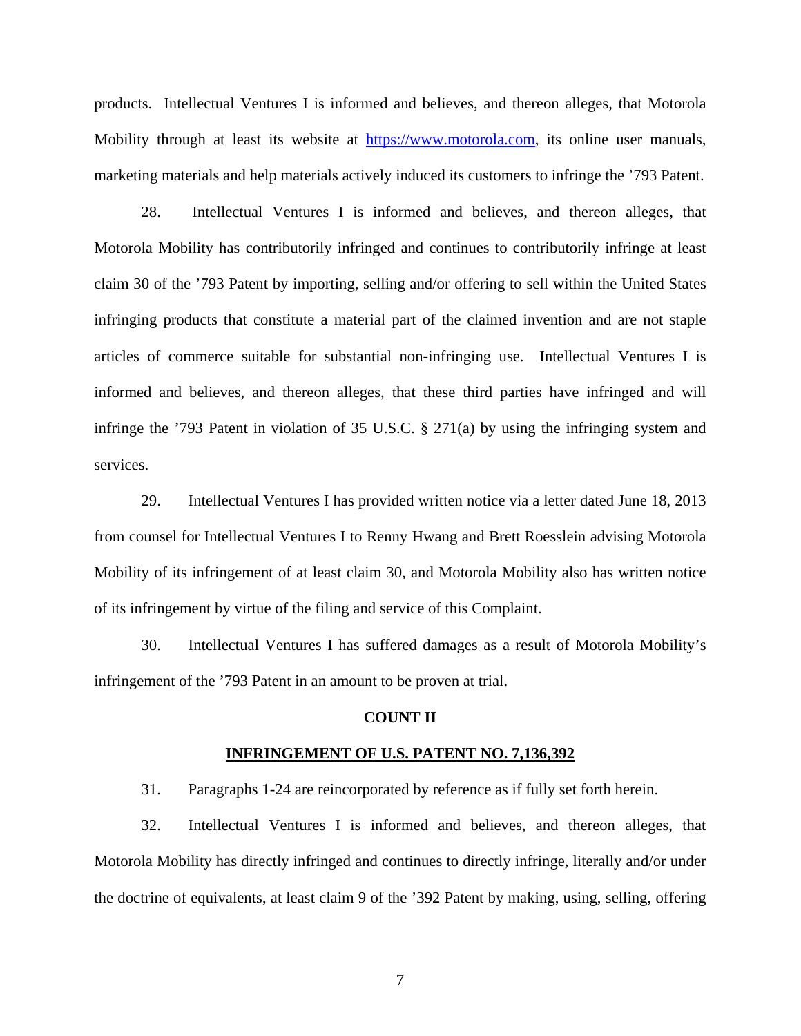products. Intellectual Ventures I is informed and believes, and thereon alleges, that Motorola Mobility through at least its website at https://www.motorola.com, its online user manuals, marketing materials and help materials actively induced its customers to infringe the ’793 Patent.

28. Intellectual Ventures I is informed and believes, and thereon alleges, that Motorola Mobility has contributorily infringed and continues to contributorily infringe at least claim 30 of the ’793 Patent by importing, selling and/or offering to sell within the United States infringing products that constitute a material part of the claimed invention and are not staple articles of commerce suitable for substantial non-infringing use. Intellectual Ventures I is informed and believes, and thereon alleges, that these third parties have infringed and will infringe the ’793 Patent in violation of 35 U.S.C. § 271(a) by using the infringing system and services.

29. Intellectual Ventures I has provided written notice via a letter dated June 18, 2013 from counsel for Intellectual Ventures I to Renny Hwang and Brett Roesslein advising Motorola Mobility of its infringement of at least claim 30, and Motorola Mobility also has written notice of its infringement by virtue of the filing and service of this Complaint.

30. Intellectual Ventures I has suffered damages as a result of Motorola Mobility’s infringement of the ’793 Patent in an amount to be proven at trial.

## COUNT II

## INFRINGEMENT OF U.S. PATENT NO. 7,136,392

31. Paragraphs 1-24 are reincorporated by reference as if fully set forth herein.

32. Intellectual Ventures I is informed and believes, and thereon alleges, that Motorola Mobility has directly infringed and continues to directly infringe, literally and/or under the doctrine of equivalents, at least claim 9 of the ’392 Patent by making, using, selling, offering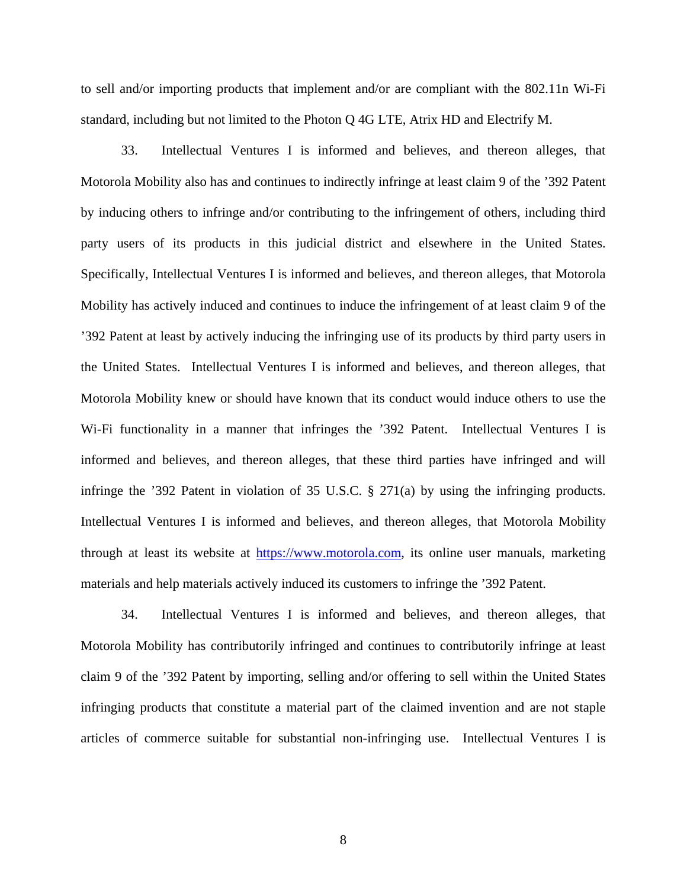to sell and/or importing products that implement and/or are compliant with the 802.11n Wi-Fi standard, including but not limited to the Photon Q 4G LTE, Atrix HD and Electrify M.

33. Intellectual Ventures I is informed and believes, and thereon alleges, that Motorola Mobility also has and continues to indirectly infringe at least claim 9 of the ’392 Patent by inducing others to infringe and/or contributing to the infringement of others, including third party users of its products in this judicial district and elsewhere in the United States. Specifically, Intellectual Ventures I is informed and believes, and thereon alleges, that Motorola Mobility has actively induced and continues to induce the infringement of at least claim 9 of the ’392 Patent at least by actively inducing the infringing use of its products by third party users in the United States. Intellectual Ventures I is informed and believes, and thereon alleges, that Motorola Mobility knew or should have known that its conduct would induce others to use the Wi-Fi functionality in a manner that infringes the ’392 Patent. Intellectual Ventures I is informed and believes, and thereon alleges, that these third parties have infringed and will infringe the ’392 Patent in violation of 35 U.S.C. § 271(a) by using the infringing products. Intellectual Ventures I is informed and believes, and thereon alleges, that Motorola Mobility through at least its website at [https://www.motorola.com](https://www.motorola.com), its online user manuals, marketing materials and help materials actively induced its customers to infringe the ’392 Patent.

34. Intellectual Ventures I is informed and believes, and thereon alleges, that Motorola Mobility has contributorily infringed and continues to contributorily infringe at least claim 9 of the ’392 Patent by importing, selling and/or offering to sell within the United States infringing products that constitute a material part of the claimed invention and are not staple articles of commerce suitable for substantial non-infringing use. Intellectual Ventures I is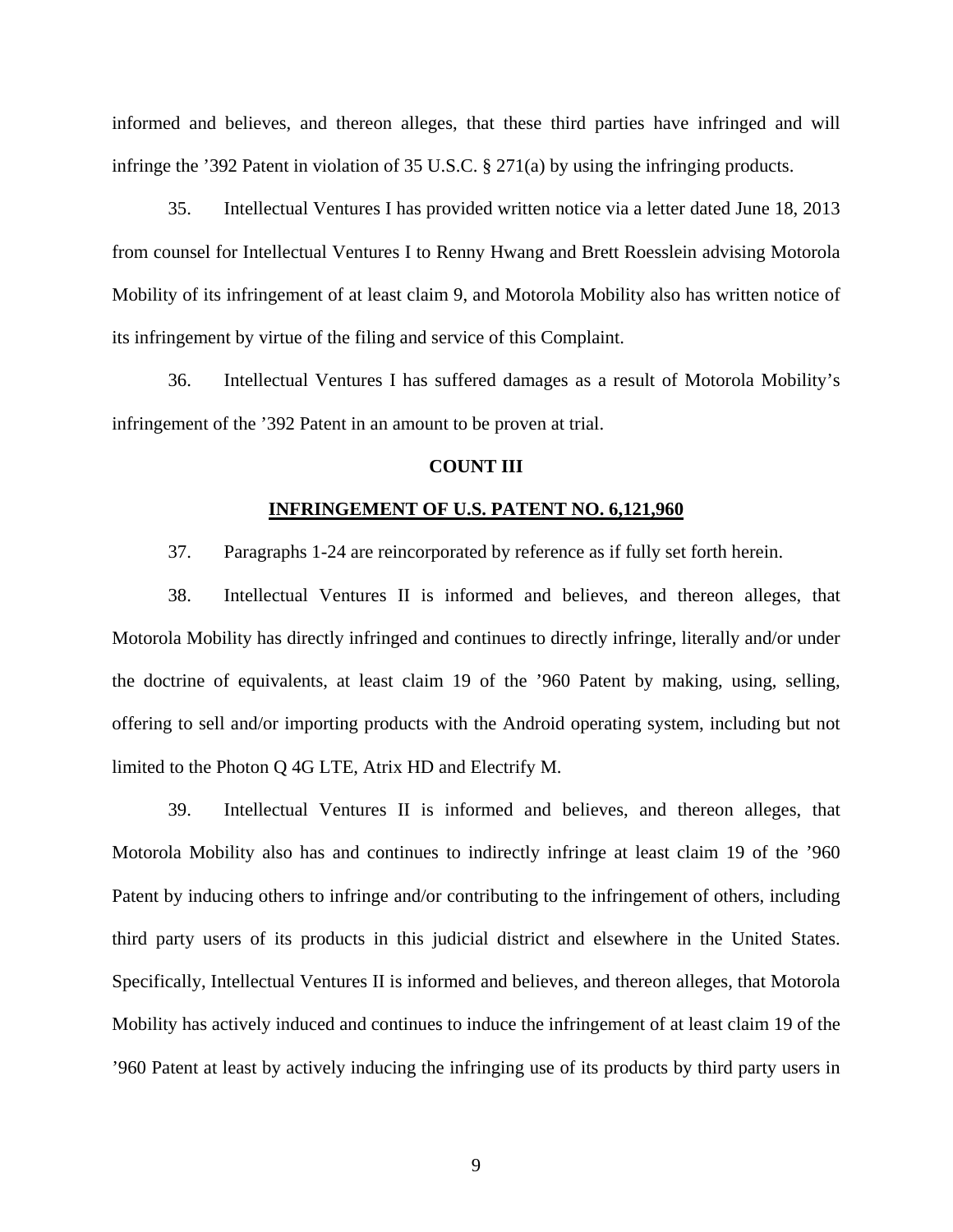informed and believes, and thereon alleges, that these third parties have infringed and will infringe the ’392 Patent in violation of 35 U.S.C. § 271(a) by using the infringing products.

35. Intellectual Ventures I has provided written notice via a letter dated June 18, 2013 from counsel for Intellectual Ventures I to Renny Hwang and Brett Roesslein advising Motorola Mobility of its infringement of at least claim 9, and Motorola Mobility also has written notice of its infringement by virtue of the filing and service of this Complaint.

36. Intellectual Ventures I has suffered damages as a result of Motorola Mobility’s infringement of the ’392 Patent in an amount to be proven at trial.

**COUNT III**

**INFRINGEMENT OF U.S. PATENT NO. 6,121,960**

37. Paragraphs 1-24 are reincorporated by reference as if fully set forth herein.

38. Intellectual Ventures II is informed and believes, and thereon alleges, that Motorola Mobility has directly infringed and continues to directly infringe, literally and/or under the doctrine of equivalents, at least claim 19 of the ’960 Patent by making, using, selling, offering to sell and/or importing products with the Android operating system, including but not limited to the Photon Q 4G LTE, Atrix HD and Electrify M.

39. Intellectual Ventures II is informed and believes, and thereon alleges, that Motorola Mobility also has and continues to indirectly infringe at least claim 19 of the ’960 Patent by inducing others to infringe and/or contributing to the infringement of others, including third party users of its products in this judicial district and elsewhere in the United States. Specifically, Intellectual Ventures II is informed and believes, and thereon alleges, that Motorola Mobility has actively induced and continues to induce the infringement of at least claim 19 of the ’960 Patent at least by actively inducing the infringing use of its products by third party users in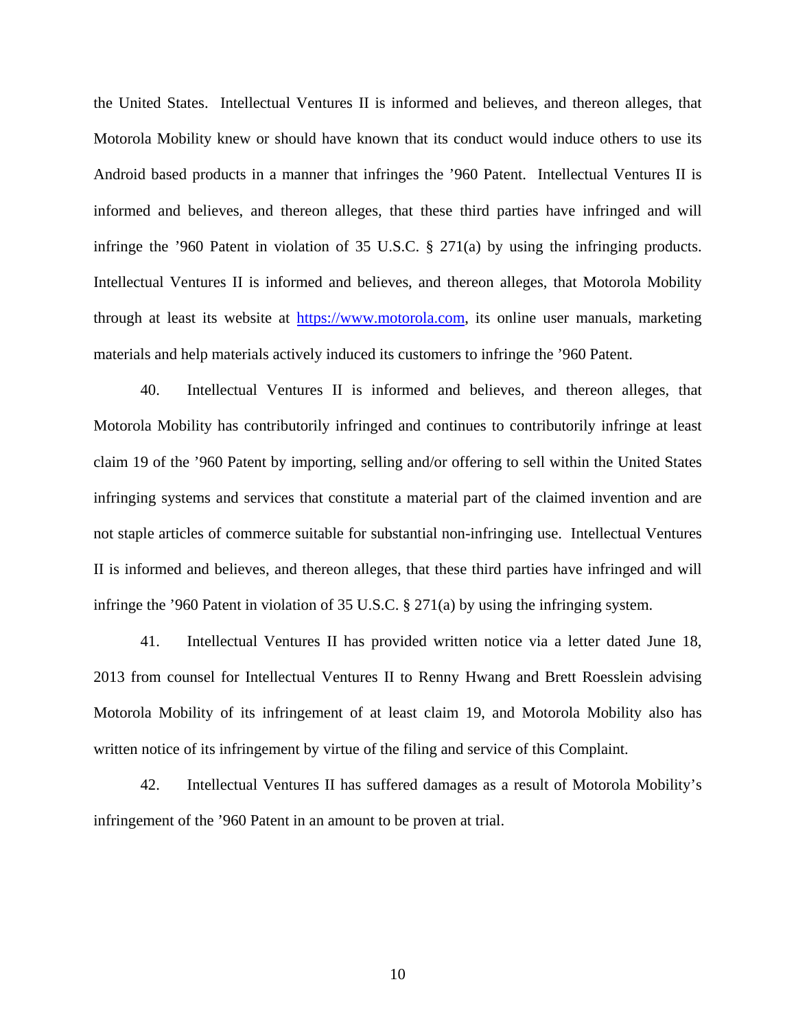the United States. Intellectual Ventures II is informed and believes, and thereon alleges, that Motorola Mobility knew or should have known that its conduct would induce others to use its Android based products in a manner that infringes the ’960 Patent. Intellectual Ventures II is informed and believes, and thereon alleges, that these third parties have infringed and will infringe the ’960 Patent in violation of 35 U.S.C. § 271(a) by using the infringing products. Intellectual Ventures II is informed and believes, and thereon alleges, that Motorola Mobility through at least its website at https://www.motorola.com, its online user manuals, marketing materials and help materials actively induced its customers to infringe the ’960 Patent.

40. Intellectual Ventures II is informed and believes, and thereon alleges, that Motorola Mobility has contributorily infringed and continues to contributorily infringe at least claim 19 of the ’960 Patent by importing, selling and/or offering to sell within the United States infringing systems and services that constitute a material part of the claimed invention and are not staple articles of commerce suitable for substantial non-infringing use. Intellectual Ventures II is informed and believes, and thereon alleges, that these third parties have infringed and will infringe the ’960 Patent in violation of 35 U.S.C. § 271(a) by using the infringing system.

41. Intellectual Ventures II has provided written notice via a letter dated June 18, 2013 from counsel for Intellectual Ventures II to Renny Hwang and Brett Roesslein advising Motorola Mobility of its infringement of at least claim 19, and Motorola Mobility also has written notice of its infringement by virtue of the filing and service of this Complaint.

42. Intellectual Ventures II has suffered damages as a result of Motorola Mobility’s infringement of the ’960 Patent in an amount to be proven at trial.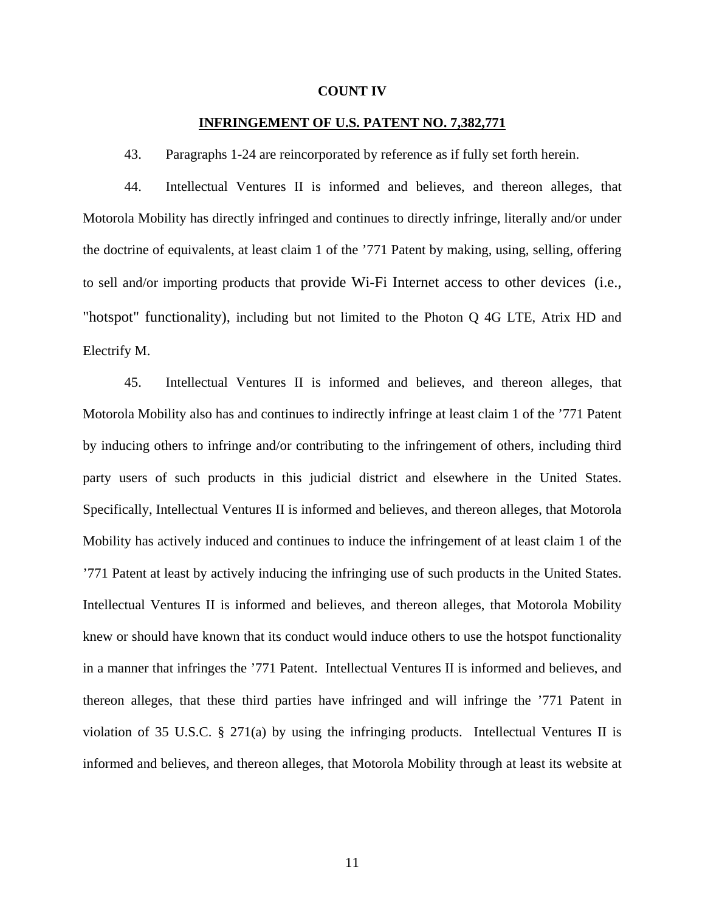**COUNT IV**

**INFRINGEMENT OF U.S. PATENT NO. 7,382,771**

43. Paragraphs 1-24 are reincorporated by reference as if fully set forth herein.

44. Intellectual Ventures II is informed and believes, and thereon alleges, that Motorola Mobility has directly infringed and continues to directly infringe, literally and/or under the doctrine of equivalents, at least claim 1 of the ’771 Patent by making, using, selling, offering to sell and/or importing products that provide Wi-Fi Internet access to other devices (i.e., "hotspot" functionality), including but not limited to the Photon Q 4G LTE, Atrix HD and Electrify M.

45. Intellectual Ventures II is informed and believes, and thereon alleges, that Motorola Mobility also has and continues to indirectly infringe at least claim 1 of the ’771 Patent by inducing others to infringe and/or contributing to the infringement of others, including third party users of such products in this judicial district and elsewhere in the United States. Specifically, Intellectual Ventures II is informed and believes, and thereon alleges, that Motorola Mobility has actively induced and continues to induce the infringement of at least claim 1 of the ’771 Patent at least by actively inducing the infringing use of such products in the United States. Intellectual Ventures II is informed and believes, and thereon alleges, that Motorola Mobility knew or should have known that its conduct would induce others to use the hotspot functionality in a manner that infringes the ’771 Patent. Intellectual Ventures II is informed and believes, and thereon alleges, that these third parties have infringed and will infringe the ’771 Patent in violation of 35 U.S.C. § 271(a) by using the infringing products. Intellectual Ventures II is informed and believes, and thereon alleges, that Motorola Mobility through at least its website at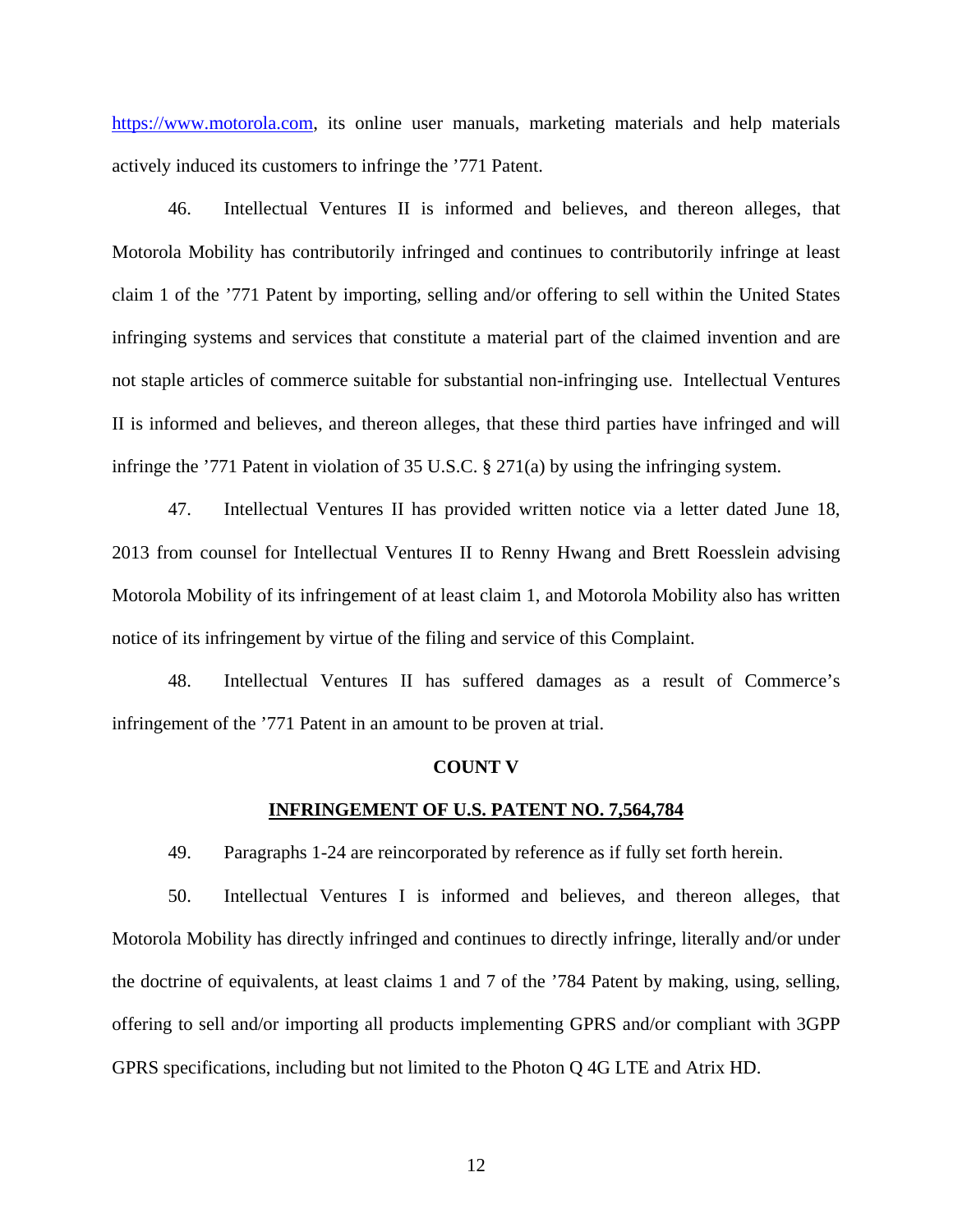https://www.motorola.com, its online user manuals, marketing materials and help materials actively induced its customers to infringe the ’771 Patent.

46. Intellectual Ventures II is informed and believes, and thereon alleges, that Motorola Mobility has contributorily infringed and continues to contributorily infringe at least claim 1 of the ’771 Patent by importing, selling and/or offering to sell within the United States infringing systems and services that constitute a material part of the claimed invention and are not staple articles of commerce suitable for substantial non-infringing use. Intellectual Ventures II is informed and believes, and thereon alleges, that these third parties have infringed and will infringe the ’771 Patent in violation of 35 U.S.C. § 271(a) by using the infringing system.

47. Intellectual Ventures II has provided written notice via a letter dated June 18, 2013 from counsel for Intellectual Ventures II to Renny Hwang and Brett Roesslein advising Motorola Mobility of its infringement of at least claim 1, and Motorola Mobility also has written notice of its infringement by virtue of the filing and service of this Complaint.

48. Intellectual Ventures II has suffered damages as a result of Commerce’s infringement of the ’771 Patent in an amount to be proven at trial.

**COUNT V**

**INFRINGEMENT OF U.S. PATENT NO. 7,564,784**

49. Paragraphs 1-24 are reincorporated by reference as if fully set forth herein.

50. Intellectual Ventures I is informed and believes, and thereon alleges, that Motorola Mobility has directly infringed and continues to directly infringe, literally and/or under the doctrine of equivalents, at least claims 1 and 7 of the ’784 Patent by making, using, selling, offering to sell and/or importing all products implementing GPRS and/or compliant with 3GPP GPRS specifications, including but not limited to the Photon Q 4G LTE and Atrix HD.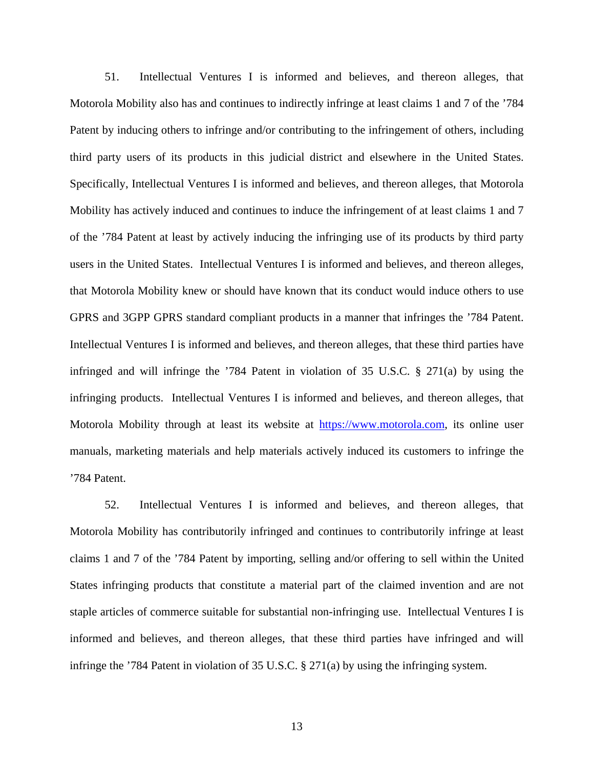51. Intellectual Ventures I is informed and believes, and thereon alleges, that Motorola Mobility also has and continues to indirectly infringe at least claims 1 and 7 of the ’784 Patent by inducing others to infringe and/or contributing to the infringement of others, including third party users of its products in this judicial district and elsewhere in the United States. Specifically, Intellectual Ventures I is informed and believes, and thereon alleges, that Motorola Mobility has actively induced and continues to induce the infringement of at least claims 1 and 7 of the ’784 Patent at least by actively inducing the infringing use of its products by third party users in the United States. Intellectual Ventures I is informed and believes, and thereon alleges, that Motorola Mobility knew or should have known that its conduct would induce others to use GPRS and 3GPP GPRS standard compliant products in a manner that infringes the ’784 Patent. Intellectual Ventures I is informed and believes, and thereon alleges, that these third parties have infringed and will infringe the ’784 Patent in violation of 35 U.S.C. § 271(a) by using the infringing products. Intellectual Ventures I is informed and believes, and thereon alleges, that Motorola Mobility through at least its website at https://www.motorola.com, its online user manuals, marketing materials and help materials actively induced its customers to infringe the ’784 Patent.

52. Intellectual Ventures I is informed and believes, and thereon alleges, that Motorola Mobility has contributorily infringed and continues to contributorily infringe at least claims 1 and 7 of the ’784 Patent by importing, selling and/or offering to sell within the United States infringing products that constitute a material part of the claimed invention and are not staple articles of commerce suitable for substantial non-infringing use. Intellectual Ventures I is informed and believes, and thereon alleges, that these third parties have infringed and will infringe the ’784 Patent in violation of 35 U.S.C. § 271(a) by using the infringing system.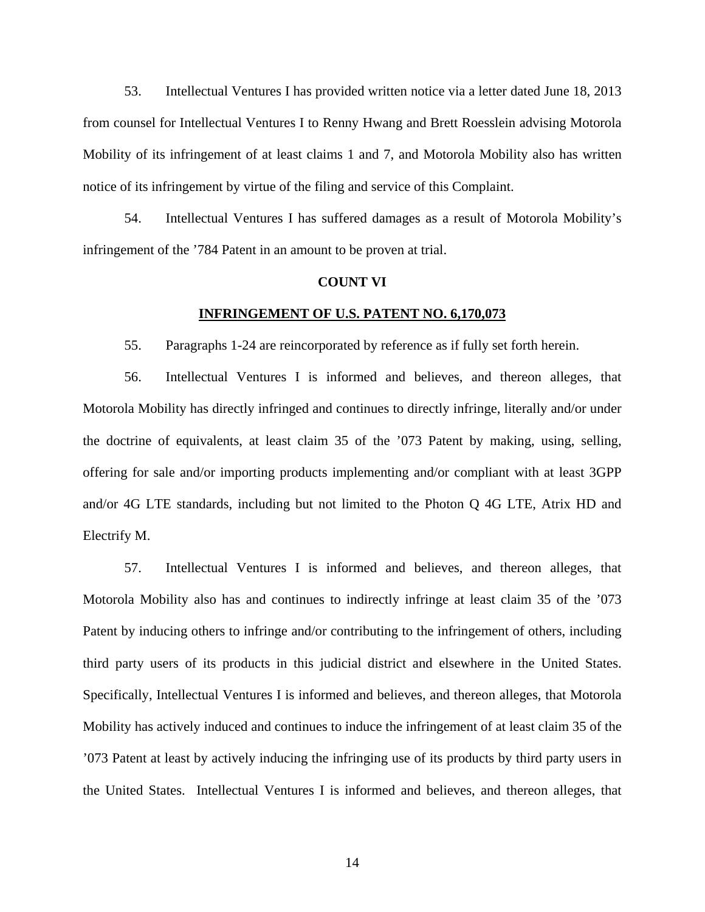53. Intellectual Ventures I has provided written notice via a letter dated June 18, 2013 from counsel for Intellectual Ventures I to Renny Hwang and Brett Roesslein advising Motorola Mobility of its infringement of at least claims 1 and 7, and Motorola Mobility also has written notice of its infringement by virtue of the filing and service of this Complaint.

54. Intellectual Ventures I has suffered damages as a result of Motorola Mobility's infringement of the '784 Patent in an amount to be proven at trial.

**COUNT VI**

**INFRINGEMENT OF U.S. PATENT NO. 6,170,073**

55. Paragraphs 1-24 are reincorporated by reference as if fully set forth herein.

56. Intellectual Ventures I is informed and believes, and thereon alleges, that Motorola Mobility has directly infringed and continues to directly infringe, literally and/or under the doctrine of equivalents, at least claim 35 of the '073 Patent by making, using, selling, offering for sale and/or importing products implementing and/or compliant with at least 3GPP and/or 4G LTE standards, including but not limited to the Photon Q 4G LTE, Atrix HD and Electrify M.

57. Intellectual Ventures I is informed and believes, and thereon alleges, that Motorola Mobility also has and continues to indirectly infringe at least claim 35 of the '073 Patent by inducing others to infringe and/or contributing to the infringement of others, including third party users of its products in this judicial district and elsewhere in the United States. Specifically, Intellectual Ventures I is informed and believes, and thereon alleges, that Motorola Mobility has actively induced and continues to induce the infringement of at least claim 35 of the '073 Patent at least by actively inducing the infringing use of its products by third party users in the United States. Intellectual Ventures I is informed and believes, and thereon alleges, that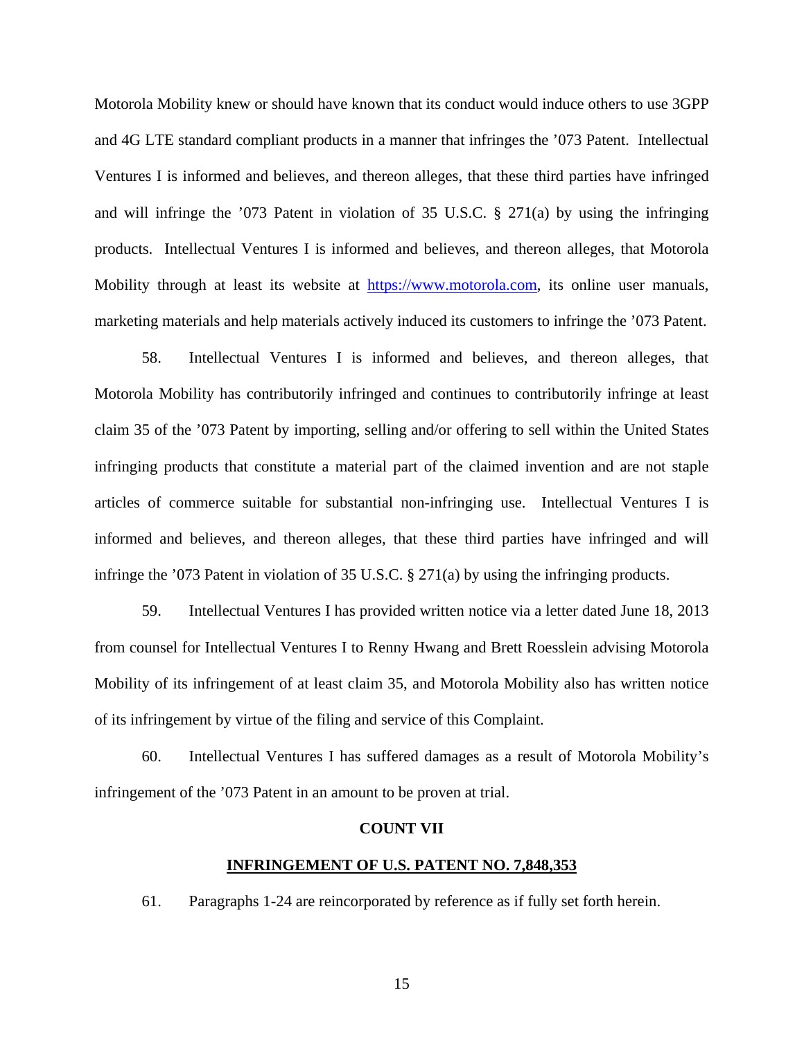Motorola Mobility knew or should have known that its conduct would induce others to use 3GPP and 4G LTE standard compliant products in a manner that infringes the ’073 Patent. Intellectual Ventures I is informed and believes, and thereon alleges, that these third parties have infringed and will infringe the ’073 Patent in violation of 35 U.S.C. § 271(a) by using the infringing products. Intellectual Ventures I is informed and believes, and thereon alleges, that Motorola Mobility through at least its website at https://www.motorola.com, its online user manuals, marketing materials and help materials actively induced its customers to infringe the ’073 Patent.

58. Intellectual Ventures I is informed and believes, and thereon alleges, that Motorola Mobility has contributorily infringed and continues to contributorily infringe at least claim 35 of the ’073 Patent by importing, selling and/or offering to sell within the United States infringing products that constitute a material part of the claimed invention and are not staple articles of commerce suitable for substantial non-infringing use. Intellectual Ventures I is informed and believes, and thereon alleges, that these third parties have infringed and will infringe the ’073 Patent in violation of 35 U.S.C. § 271(a) by using the infringing products.

59. Intellectual Ventures I has provided written notice via a letter dated June 18, 2013 from counsel for Intellectual Ventures I to Renny Hwang and Brett Roesslein advising Motorola Mobility of its infringement of at least claim 35, and Motorola Mobility also has written notice of its infringement by virtue of the filing and service of this Complaint.

60. Intellectual Ventures I has suffered damages as a result of Motorola Mobility’s infringement of the ’073 Patent in an amount to be proven at trial.

## COUNT VII

## INFRINGEMENT OF U.S. PATENT NO. 7,848,353

61. Paragraphs 1-24 are reincorporated by reference as if fully set forth herein.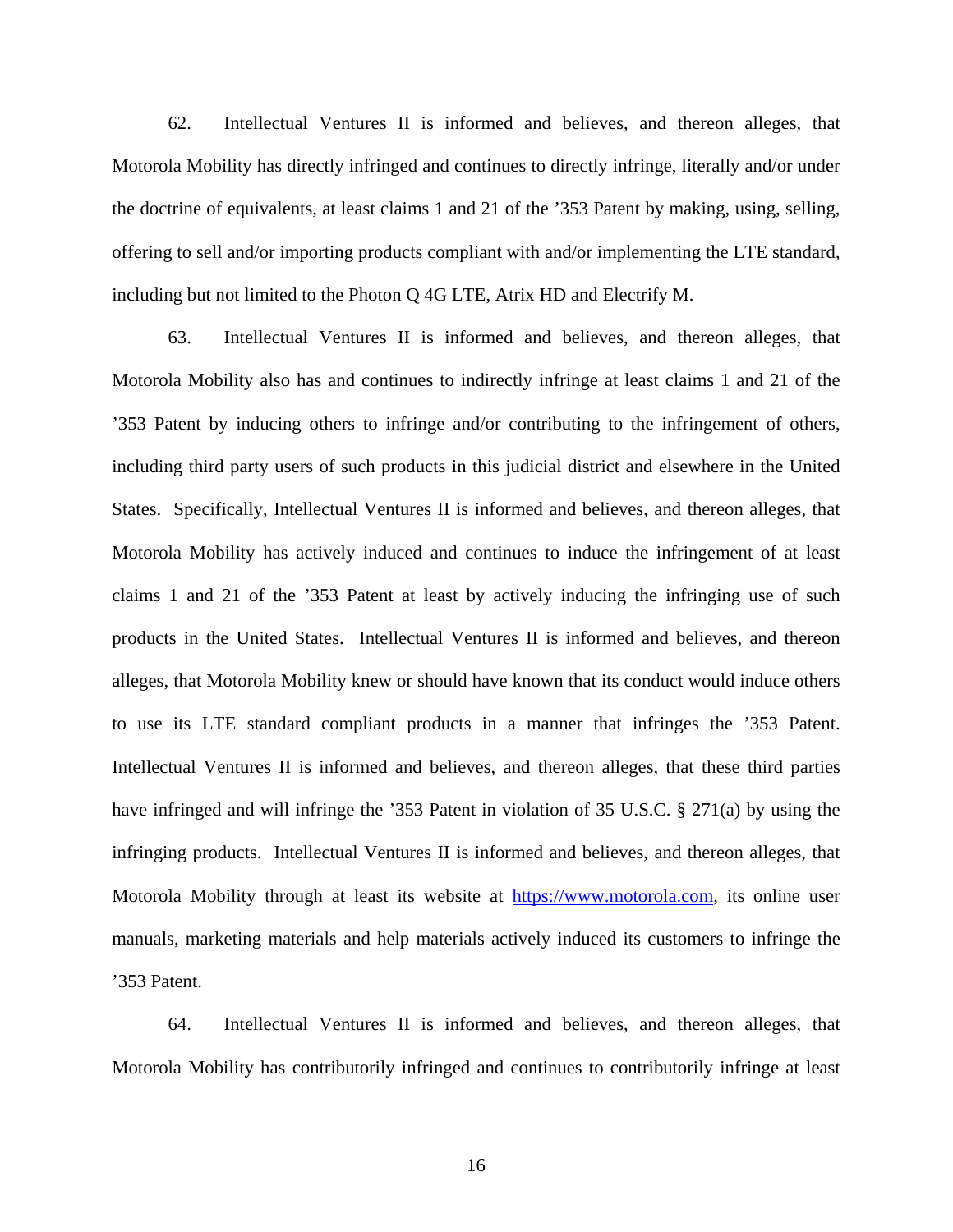62. Intellectual Ventures II is informed and believes, and thereon alleges, that Motorola Mobility has directly infringed and continues to directly infringe, literally and/or under the doctrine of equivalents, at least claims 1 and 21 of the ’353 Patent by making, using, selling, offering to sell and/or importing products compliant with and/or implementing the LTE standard, including but not limited to the Photon Q 4G LTE, Atrix HD and Electrify M.

63. Intellectual Ventures II is informed and believes, and thereon alleges, that Motorola Mobility also has and continues to indirectly infringe at least claims 1 and 21 of the ’353 Patent by inducing others to infringe and/or contributing to the infringement of others, including third party users of such products in this judicial district and elsewhere in the United States. Specifically, Intellectual Ventures II is informed and believes, and thereon alleges, that Motorola Mobility has actively induced and continues to induce the infringement of at least claims 1 and 21 of the ’353 Patent at least by actively inducing the infringing use of such products in the United States. Intellectual Ventures II is informed and believes, and thereon alleges, that Motorola Mobility knew or should have known that its conduct would induce others to use its LTE standard compliant products in a manner that infringes the ’353 Patent. Intellectual Ventures II is informed and believes, and thereon alleges, that these third parties have infringed and will infringe the ’353 Patent in violation of 35 U.S.C. § 271(a) by using the infringing products. Intellectual Ventures II is informed and believes, and thereon alleges, that Motorola Mobility through at least its website at https://www.motorola.com, its online user manuals, marketing materials and help materials actively induced its customers to infringe the ’353 Patent.

64. Intellectual Ventures II is informed and believes, and thereon alleges, that Motorola Mobility has contributorily infringed and continues to contributorily infringe at least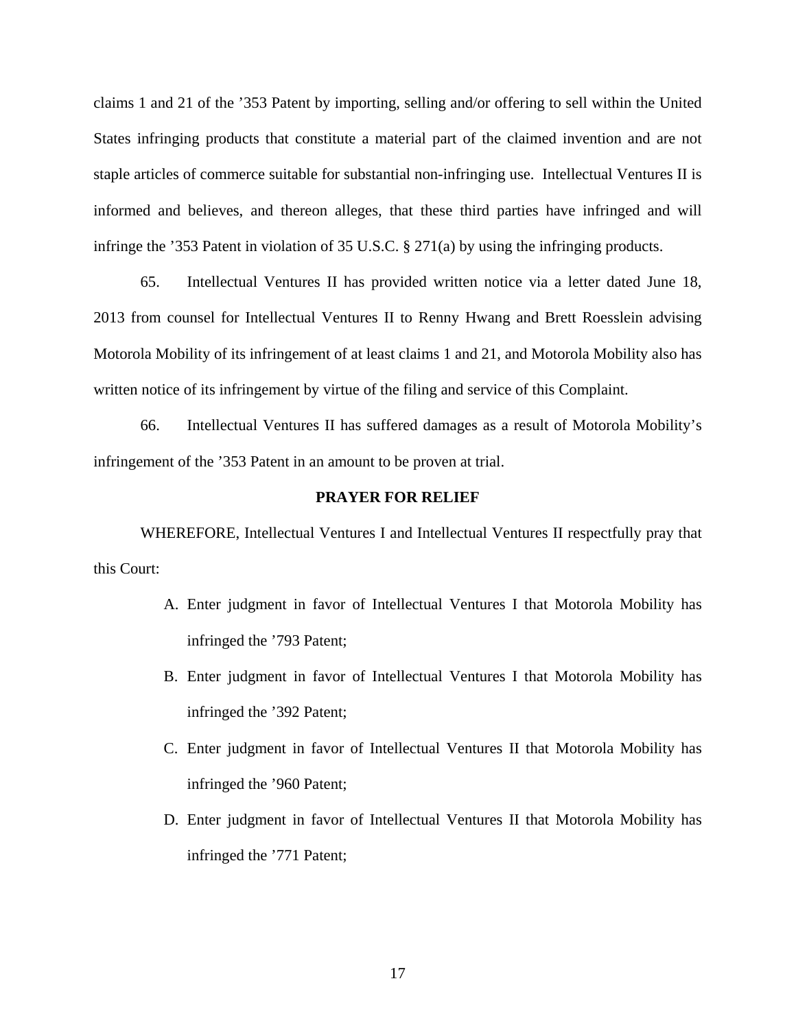claims 1 and 21 of the ’353 Patent by importing, selling and/or offering to sell within the United States infringing products that constitute a material part of the claimed invention and are not staple articles of commerce suitable for substantial non-infringing use. Intellectual Ventures II is informed and believes, and thereon alleges, that these third parties have infringed and will infringe the ’353 Patent in violation of 35 U.S.C. § 271(a) by using the infringing products.

65. Intellectual Ventures II has provided written notice via a letter dated June 18, 2013 from counsel for Intellectual Ventures II to Renny Hwang and Brett Roesslein advising Motorola Mobility of its infringement of at least claims 1 and 21, and Motorola Mobility also has written notice of its infringement by virtue of the filing and service of this Complaint.

66. Intellectual Ventures II has suffered damages as a result of Motorola Mobility’s infringement of the ’353 Patent in an amount to be proven at trial.

**PRAYER FOR RELIEF**

WHEREFORE, Intellectual Ventures I and Intellectual Ventures II respectfully pray that this Court:

A. Enter judgment in favor of Intellectual Ventures I that Motorola Mobility has infringed the ’793 Patent;

B. Enter judgment in favor of Intellectual Ventures I that Motorola Mobility has infringed the ’392 Patent;

C. Enter judgment in favor of Intellectual Ventures II that Motorola Mobility has infringed the ’960 Patent;

D. Enter judgment in favor of Intellectual Ventures II that Motorola Mobility has infringed the ’771 Patent;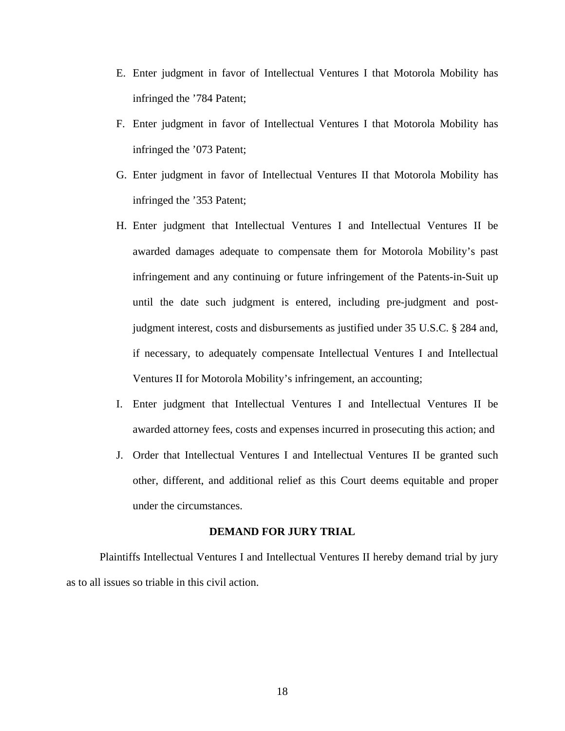E. Enter judgment in favor of Intellectual Ventures I that Motorola Mobility has infringed the ’784 Patent;

F. Enter judgment in favor of Intellectual Ventures I that Motorola Mobility has infringed the ’073 Patent;

G. Enter judgment in favor of Intellectual Ventures II that Motorola Mobility has infringed the ’353 Patent;

H. Enter judgment that Intellectual Ventures I and Intellectual Ventures II be awarded damages adequate to compensate them for Motorola Mobility’s past infringement and any continuing or future infringement of the Patents-in-Suit up until the date such judgment is entered, including pre-judgment and post-judgment interest, costs and disbursements as justified under 35 U.S.C. § 284 and, if necessary, to adequately compensate Intellectual Ventures I and Intellectual Ventures II for Motorola Mobility’s infringement, an accounting;

I. Enter judgment that Intellectual Ventures I and Intellectual Ventures II be awarded attorney fees, costs and expenses incurred in prosecuting this action; and

J. Order that Intellectual Ventures I and Intellectual Ventures II be granted such other, different, and additional relief as this Court deems equitable and proper under the circumstances.

**DEMAND FOR JURY TRIAL**

Plaintiffs Intellectual Ventures I and Intellectual Ventures II hereby demand trial by jury as to all issues so triable in this civil action.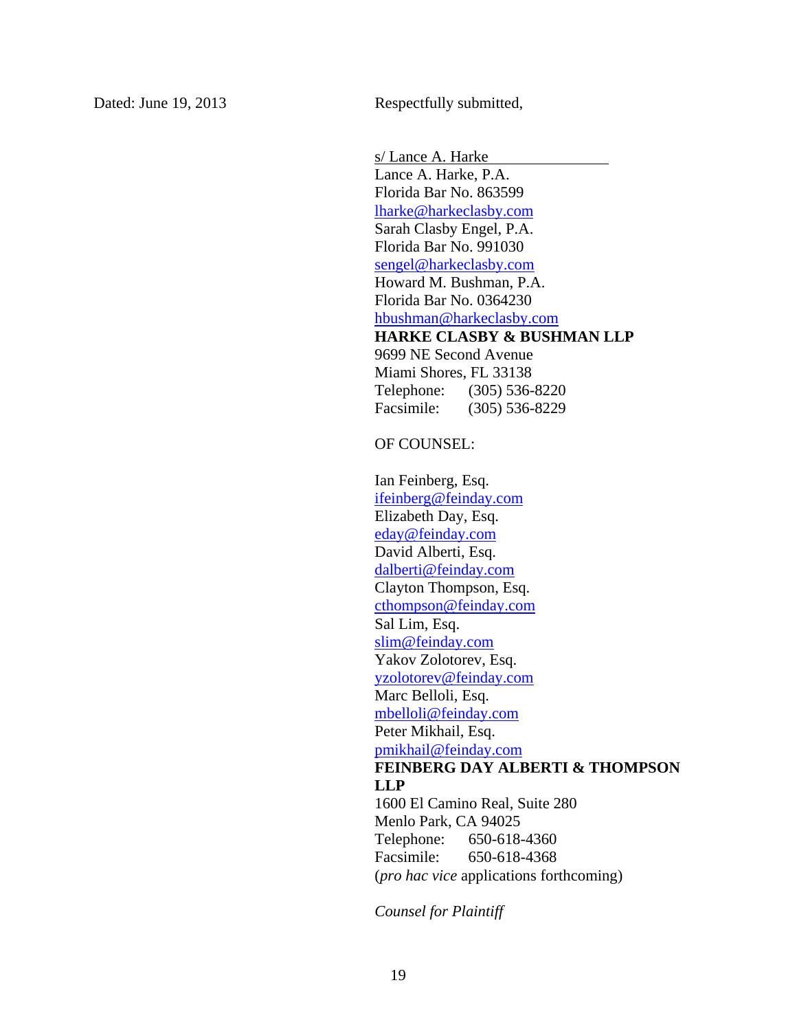Dated: June 19, 2013

Respectfully submitted,

s/ Lance A. Harke
Lance A. Harke, P.A.
Florida Bar No. 863599
lharke@harkeclasby.com
Sarah Clasby Engel, P.A.
Florida Bar No. 991030
sengel@harkeclasby.com
Howard M. Bushman, P.A.
Florida Bar No. 0364230
hbushman@harkeclasby.com
**HARKE CLASBY & BUSHMAN LLP**
9699 NE Second Avenue
Miami Shores, FL 33138
Telephone: (305) 536-8220
Facsimile: (305) 536-8229

OF COUNSEL:

Ian Feinberg, Esq.
ifeinberg@feinday.com
Elizabeth Day, Esq.
eday@feinday.com
David Alberti, Esq.
dalberti@feinday.com
Clayton Thompson, Esq.
cthompson@feinday.com
Sal Lim, Esq.
slim@feinday.com
Yakov Zolotorev, Esq.
yzolotorev@feinday.com
Marc Belloli, Esq.
mbelloli@feinday.com
Peter Mikhail, Esq.
pmikhail@feinday.com
**FEINBERG DAY ALBERTI & THOMPSON LLP**
1600 El Camino Real, Suite 280
Menlo Park, CA 94025
Telephone: 650-618-4360
Facsimile: 650-618-4368
(*pro hac vice* applications forthcoming)

*Counsel for Plaintiff*